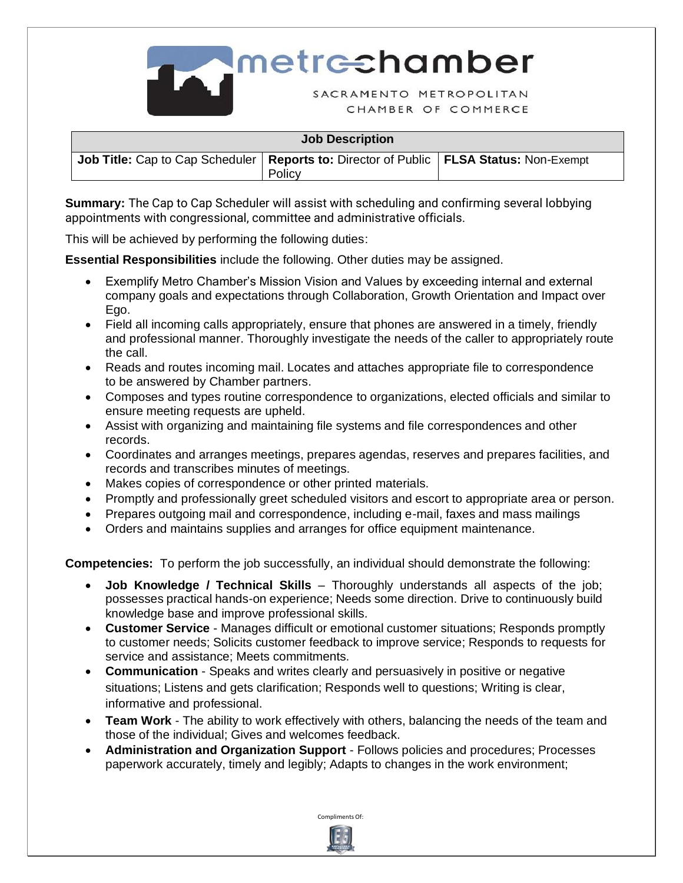metrochamber

SACRAMENTO METROPOLITAN CHAMBER OF COMMERCE

| Job Description | | |
|---|---|---|
| **Job Title:** Cap to Cap Scheduler | **Reports to:** Director of Public Policy | **FLSA Status:** Non-Exempt |

**Summary:** The Cap to Cap Scheduler will assist with scheduling and confirming several lobbying appointments with congressional, committee and administrative officials.

This will be achieved by performing the following duties:

**Essential Responsibilities** include the following. Other duties may be assigned.

- Exemplify Metro Chamber's Mission Vision and Values by exceeding internal and external company goals and expectations through Collaboration, Growth Orientation and Impact over Ego.
- Field all incoming calls appropriately, ensure that phones are answered in a timely, friendly and professional manner. Thoroughly investigate the needs of the caller to appropriately route the call.
- Reads and routes incoming mail. Locates and attaches appropriate file to correspondence to be answered by Chamber partners.
- Composes and types routine correspondence to organizations, elected officials and similar to ensure meeting requests are upheld.
- Assist with organizing and maintaining file systems and file correspondences and other records.
- Coordinates and arranges meetings, prepares agendas, reserves and prepares facilities, and records and transcribes minutes of meetings.
- Makes copies of correspondence or other printed materials.
- Promptly and professionally greet scheduled visitors and escort to appropriate area or person.
- Prepares outgoing mail and correspondence, including e-mail, faxes and mass mailings
- Orders and maintains supplies and arranges for office equipment maintenance.

**Competencies:** To perform the job successfully, an individual should demonstrate the following:

- **Job Knowledge / Technical Skills** – Thoroughly understands all aspects of the job; possesses practical hands-on experience; Needs some direction. Drive to continuously build knowledge base and improve professional skills.
- **Customer Service** - Manages difficult or emotional customer situations; Responds promptly to customer needs; Solicits customer feedback to improve service; Responds to requests for service and assistance; Meets commitments.
- **Communication** - Speaks and writes clearly and persuasively in positive or negative situations; Listens and gets clarification; Responds well to questions; Writing is clear, informative and professional.
- **Team Work** - The ability to work effectively with others, balancing the needs of the team and those of the individual; Gives and welcomes feedback.
- **Administration and Organization Support** - Follows policies and procedures; Processes paperwork accurately, timely and legibly; Adapts to changes in the work environment;

Compliments Of: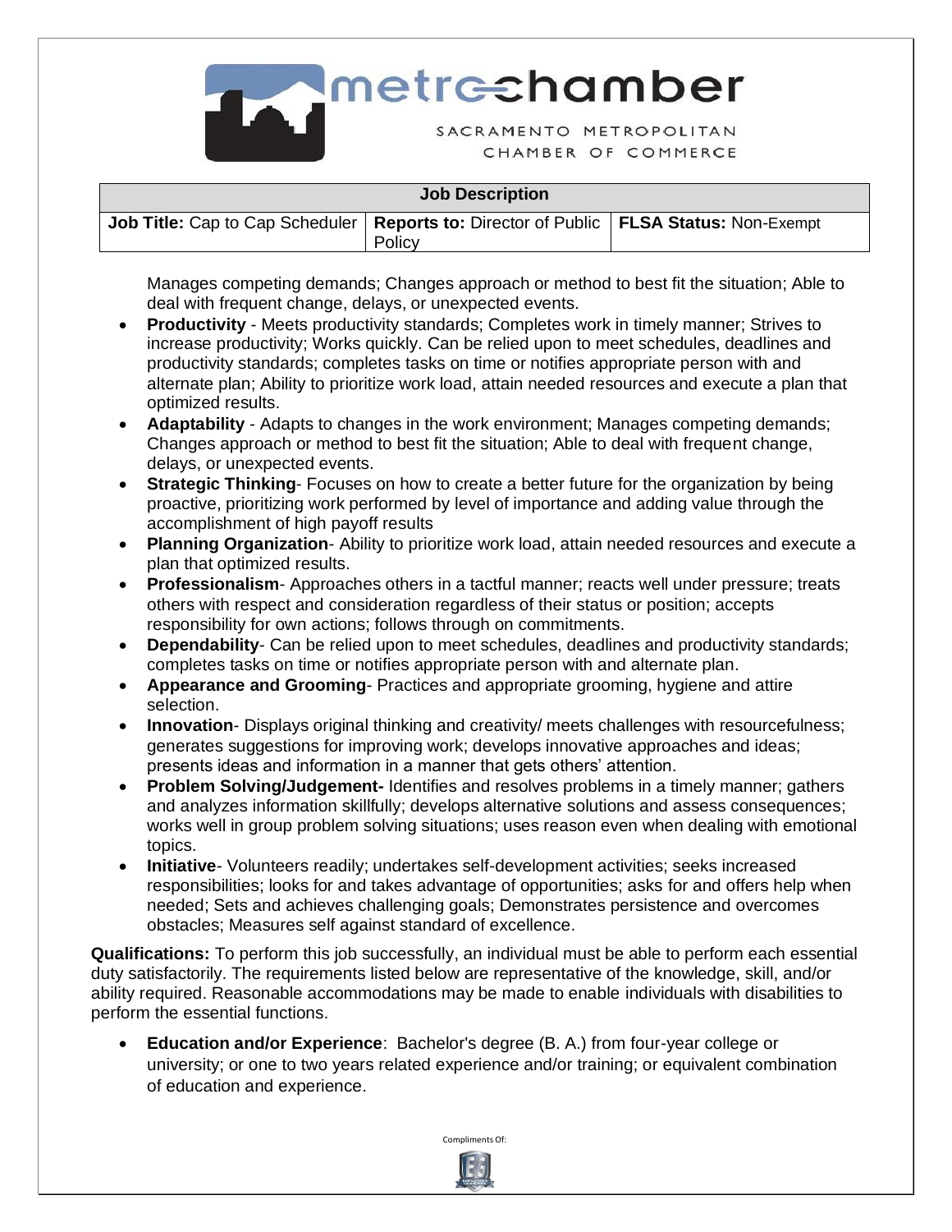| Job Description | | |
|---|---|---|
| **Job Title:** Cap to Cap Scheduler | **Reports to:** Director of Public Policy | **FLSA Status:** Non-Exempt |

Manages competing demands; Changes approach or method to best fit the situation; Able to deal with frequent change, delays, or unexpected events.

- **Productivity** - Meets productivity standards; Completes work in timely manner; Strives to increase productivity; Works quickly. Can be relied upon to meet schedules, deadlines and productivity standards; completes tasks on time or notifies appropriate person with and alternate plan; Ability to prioritize work load, attain needed resources and execute a plan that optimized results.
- **Adaptability** - Adapts to changes in the work environment; Manages competing demands; Changes approach or method to best fit the situation; Able to deal with frequent change, delays, or unexpected events.
- **Strategic Thinking**- Focuses on how to create a better future for the organization by being proactive, prioritizing work performed by level of importance and adding value through the accomplishment of high payoff results
- **Planning Organization**- Ability to prioritize work load, attain needed resources and execute a plan that optimized results.
- **Professionalism**- Approaches others in a tactful manner; reacts well under pressure; treats others with respect and consideration regardless of their status or position; accepts responsibility for own actions; follows through on commitments.
- **Dependability**- Can be relied upon to meet schedules, deadlines and productivity standards; completes tasks on time or notifies appropriate person with and alternate plan.
- **Appearance and Grooming**- Practices and appropriate grooming, hygiene and attire selection.
- **Innovation**- Displays original thinking and creativity/ meets challenges with resourcefulness; generates suggestions for improving work; develops innovative approaches and ideas; presents ideas and information in a manner that gets others' attention.
- **Problem Solving/Judgement-** Identifies and resolves problems in a timely manner; gathers and analyzes information skillfully; develops alternative solutions and assess consequences; works well in group problem solving situations; uses reason even when dealing with emotional topics.
- **Initiative**- Volunteers readily; undertakes self-development activities; seeks increased responsibilities; looks for and takes advantage of opportunities; asks for and offers help when needed; Sets and achieves challenging goals; Demonstrates persistence and overcomes obstacles; Measures self against standard of excellence.

**Qualifications:** To perform this job successfully, an individual must be able to perform each essential duty satisfactorily. The requirements listed below are representative of the knowledge, skill, and/or ability required. Reasonable accommodations may be made to enable individuals with disabilities to perform the essential functions.

- **Education and/or Experience**: Bachelor's degree (B. A.) from four-year college or university; or one to two years related experience and/or training; or equivalent combination of education and experience.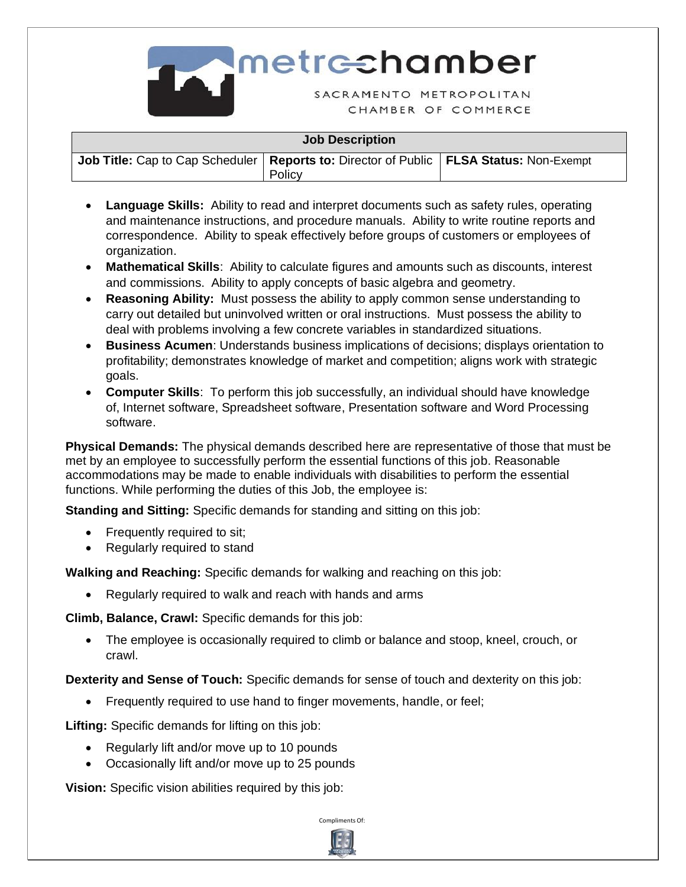| Job Description | | |
|---|---|---|
| **Job Title:** Cap to Cap Scheduler | **Reports to:** Director of Public Policy | **FLSA Status:** Non-Exempt |

- **Language Skills:** Ability to read and interpret documents such as safety rules, operating and maintenance instructions, and procedure manuals. Ability to write routine reports and correspondence. Ability to speak effectively before groups of customers or employees of organization.
- **Mathematical Skills**: Ability to calculate figures and amounts such as discounts, interest and commissions. Ability to apply concepts of basic algebra and geometry.
- **Reasoning Ability:** Must possess the ability to apply common sense understanding to carry out detailed but uninvolved written or oral instructions. Must possess the ability to deal with problems involving a few concrete variables in standardized situations.
- **Business Acumen**: Understands business implications of decisions; displays orientation to profitability; demonstrates knowledge of market and competition; aligns work with strategic goals.
- **Computer Skills**: To perform this job successfully, an individual should have knowledge of, Internet software, Spreadsheet software, Presentation software and Word Processing software.

**Physical Demands:** The physical demands described here are representative of those that must be met by an employee to successfully perform the essential functions of this job. Reasonable accommodations may be made to enable individuals with disabilities to perform the essential functions. While performing the duties of this Job, the employee is:

**Standing and Sitting:** Specific demands for standing and sitting on this job:

- Frequently required to sit;
- Regularly required to stand

**Walking and Reaching:** Specific demands for walking and reaching on this job:

- Regularly required to walk and reach with hands and arms

**Climb, Balance, Crawl:** Specific demands for this job:

- The employee is occasionally required to climb or balance and stoop, kneel, crouch, or crawl.

**Dexterity and Sense of Touch:** Specific demands for sense of touch and dexterity on this job:

- Frequently required to use hand to finger movements, handle, or feel;

**Lifting:** Specific demands for lifting on this job:

- Regularly lift and/or move up to 10 pounds
- Occasionally lift and/or move up to 25 pounds

**Vision:** Specific vision abilities required by this job: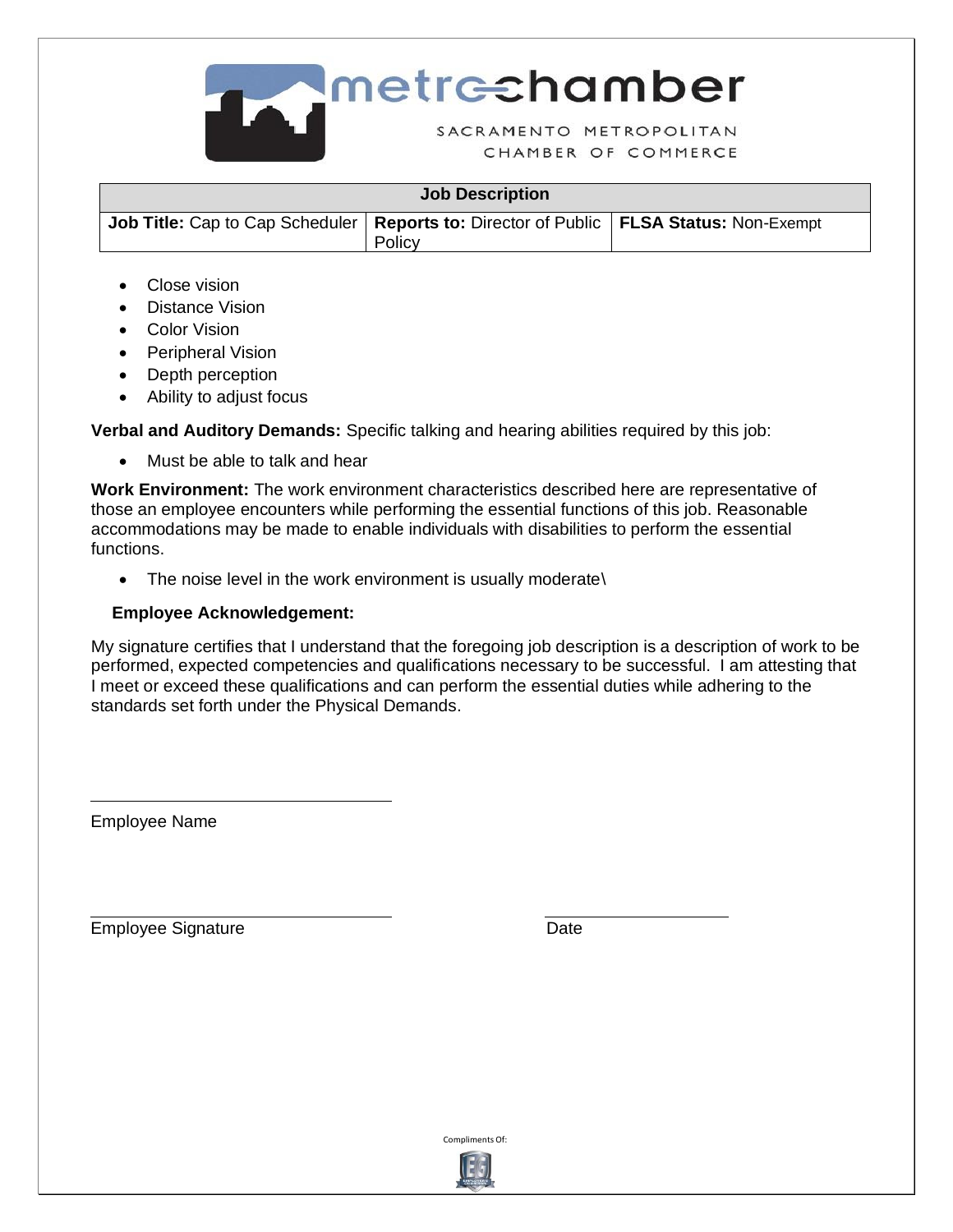metrochamber

SACRAMENTO METROPOLITAN CHAMBER OF COMMERCE

| Job Description | | |
|---|---|---|
| **Job Title:** Cap to Cap Scheduler | **Reports to:** Director of Public Policy | **FLSA Status:** Non-Exempt |

- Close vision
- Distance Vision
- Color Vision
- Peripheral Vision
- Depth perception
- Ability to adjust focus

**Verbal and Auditory Demands:** Specific talking and hearing abilities required by this job:

- Must be able to talk and hear

**Work Environment:** The work environment characteristics described here are representative of those an employee encounters while performing the essential functions of this job. Reasonable accommodations may be made to enable individuals with disabilities to perform the essential functions.

- The noise level in the work environment is usually moderate\

**Employee Acknowledgement:**

My signature certifies that I understand that the foregoing job description is a description of work to be performed, expected competencies and qualifications necessary to be successful. I am attesting that I meet or exceed these qualifications and can perform the essential duties while adhering to the standards set forth under the Physical Demands.

\_\_\_\_\_\_\_\_\_\_\_\_\_\_\_\_\_\_\_\_\_\_\_\_\_\_\_\_\_\_

Employee Name

\_\_\_\_\_\_\_\_\_\_\_\_\_\_\_\_\_\_\_\_\_\_\_\_\_\_\_\_\_\_ \_\_\_\_\_\_\_\_\_\_\_\_\_\_\_\_\_\_\_\_

Employee Signature Date

Compliments Of: